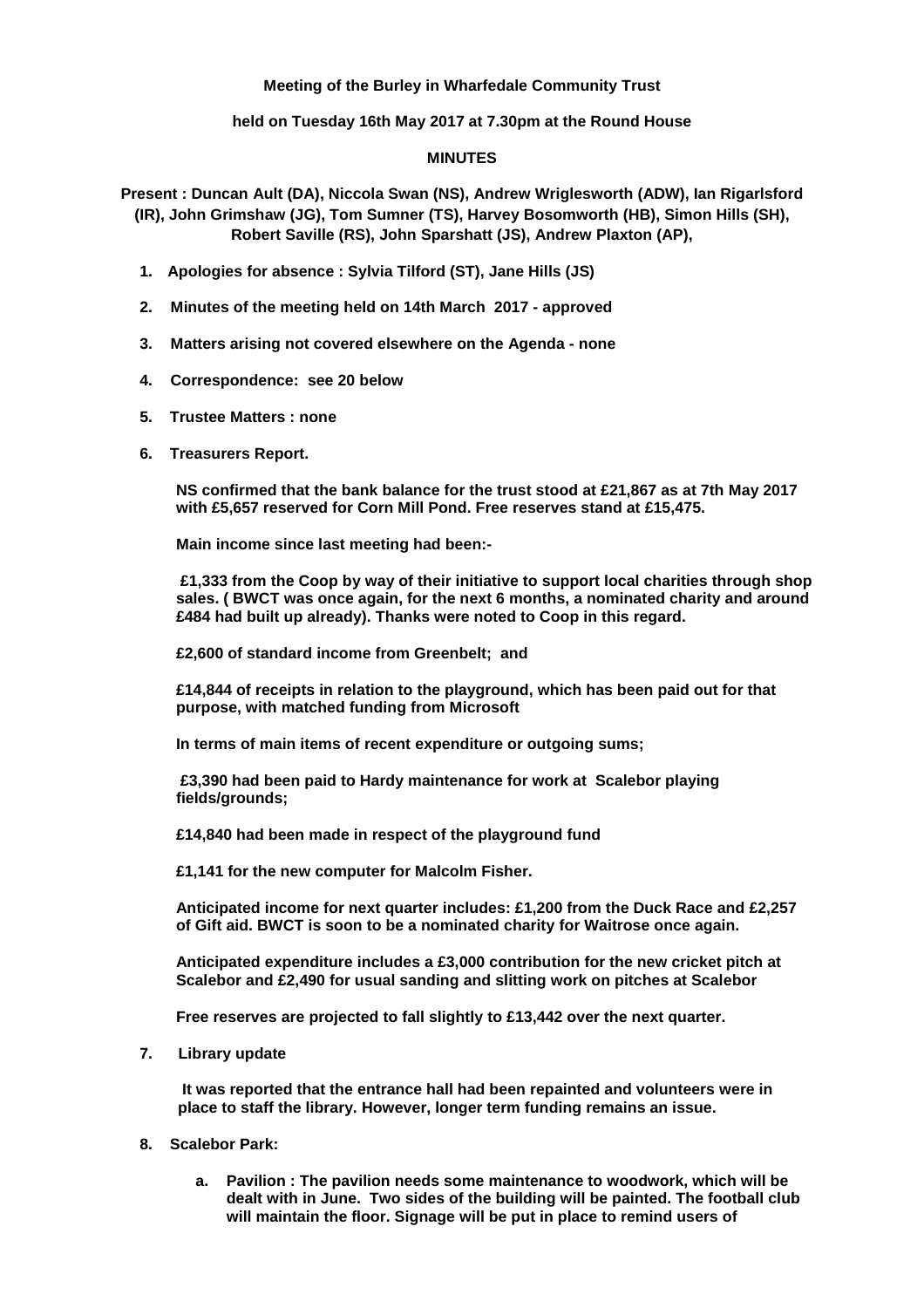**Meeting of the Burley in Wharfedale Community Trust**

**held on Tuesday 16th May 2017 at 7.30pm at the Round House**

**MINUTES**

**Present : Duncan Ault (DA), Niccola Swan (NS), Andrew Wriglesworth (ADW), Ian Rigarlsford (IR), John Grimshaw (JG), Tom Sumner (TS), Harvey Bosomworth (HB), Simon Hills (SH), Robert Saville (RS), John Sparshatt (JS), Andrew Plaxton (AP),**

1. **Apologies for absence : Sylvia Tilford (ST), Jane Hills (JS)**
2. **Minutes of the meeting held on 14th March 2017 - approved**
3. **Matters arising not covered elsewhere on the Agenda - none**
4. **Correspondence: see 20 below**
5. **Trustee Matters : none**
6. **Treasurers Report.**

   **NS confirmed that the bank balance for the trust stood at £21,867 as at 7th May 2017 with £5,657 reserved for Corn Mill Pond. Free reserves stand at £15,475.**

   **Main income since last meeting had been:-**

   **£1,333 from the Coop by way of their initiative to support local charities through shop sales. ( BWCT was once again, for the next 6 months, a nominated charity and around £484 had built up already). Thanks were noted to Coop in this regard.**

   **£2,600 of standard income from Greenbelt; and**

   **£14,844 of receipts in relation to the playground, which has been paid out for that purpose, with matched funding from Microsoft**

   **In terms of main items of recent expenditure or outgoing sums;**

   **£3,390 had been paid to Hardy maintenance for work at Scalebor playing fields/grounds;**

   **£14,840 had been made in respect of the playground fund**

   **£1,141 for the new computer for Malcolm Fisher.**

   **Anticipated income for next quarter includes: £1,200 from the Duck Race and £2,257 of Gift aid. BWCT is soon to be a nominated charity for Waitrose once again.**

   **Anticipated expenditure includes a £3,000 contribution for the new cricket pitch at Scalebor and £2,490 for usual sanding and slitting work on pitches at Scalebor**

   **Free reserves are projected to fall slightly to £13,442 over the next quarter.**

7. **Library update**

   **It was reported that the entrance hall had been repainted and volunteers were in place to staff the library. However, longer term funding remains an issue.**

8. **Scalebor Park:**

   a. **Pavilion : The pavilion needs some maintenance to woodwork, which will be dealt with in June. Two sides of the building will be painted. The football club will maintain the floor. Signage will be put in place to remind users of**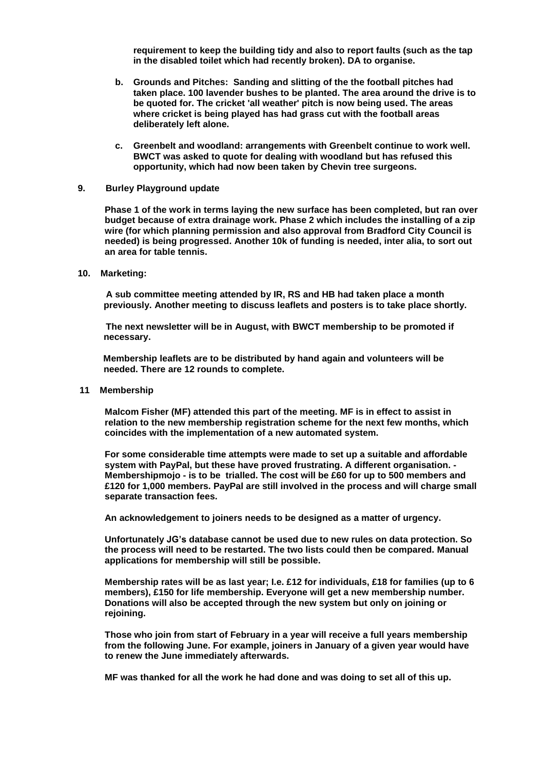**requirement to keep the building tidy and also to report faults (such as the tap in the disabled toilet which had recently broken). DA to organise.**

b. **Grounds and Pitches: Sanding and slitting of the the football pitches had taken place. 100 lavender bushes to be planted. The area around the drive is to be quoted for. The cricket 'all weather' pitch is now being used. The areas where cricket is being played has had grass cut with the football areas deliberately left alone.**

c. **Greenbelt and woodland: arrangements with Greenbelt continue to work well. BWCT was asked to quote for dealing with woodland but has refused this opportunity, which had now been taken by Chevin tree surgeons.**

**9. Burley Playground update**

**Phase 1 of the work in terms laying the new surface has been completed, but ran over budget because of extra drainage work. Phase 2 which includes the installing of a zip wire (for which planning permission and also approval from Bradford City Council is needed) is being progressed. Another 10k of funding is needed, inter alia, to sort out an area for table tennis.**

**10. Marketing:**

**A sub committee meeting attended by IR, RS and HB had taken place a month previously. Another meeting to discuss leaflets and posters is to take place shortly.**

**The next newsletter will be in August, with BWCT membership to be promoted if necessary.**

**Membership leaflets are to be distributed by hand again and volunteers will be needed. There are 12 rounds to complete.**

**11 Membership**

**Malcom Fisher (MF) attended this part of the meeting. MF is in effect to assist in relation to the new membership registration scheme for the next few months, which coincides with the implementation of a new automated system.**

**For some considerable time attempts were made to set up a suitable and affordable system with PayPal, but these have proved frustrating. A different organisation. - Membershipmojo - is to be trialled. The cost will be £60 for up to 500 members and £120 for 1,000 members. PayPal are still involved in the process and will charge small separate transaction fees.**

**An acknowledgement to joiners needs to be designed as a matter of urgency.**

**Unfortunately JG's database cannot be used due to new rules on data protection. So the process will need to be restarted. The two lists could then be compared. Manual applications for membership will still be possible.**

**Membership rates will be as last year; I.e. £12 for individuals, £18 for families (up to 6 members), £150 for life membership. Everyone will get a new membership number. Donations will also be accepted through the new system but only on joining or rejoining.**

**Those who join from start of February in a year will receive a full years membership from the following June. For example, joiners in January of a given year would have to renew the June immediately afterwards.**

**MF was thanked for all the work he had done and was doing to set all of this up.**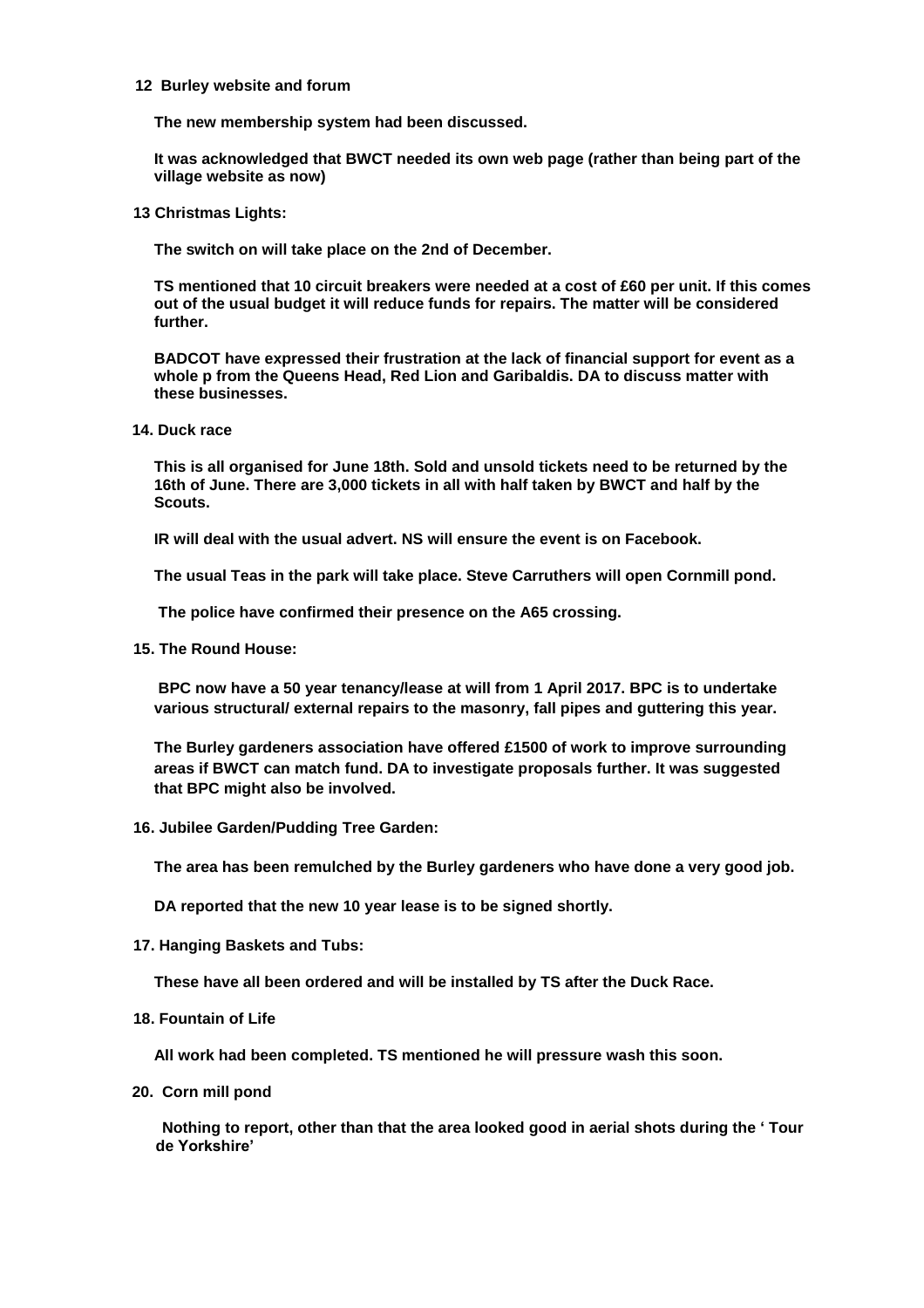**12 Burley website and forum**

**The new membership system had been discussed.**

**It was acknowledged that BWCT needed its own web page (rather than being part of the village website as now)**

**13 Christmas Lights:**

**The switch on will take place on the 2nd of December.**

**TS mentioned that 10 circuit breakers were needed at a cost of £60 per unit. If this comes out of the usual budget it will reduce funds for repairs. The matter will be considered further.**

**BADCOT have expressed their frustration at the lack of financial support for event as a whole p from the Queens Head, Red Lion and Garibaldis. DA to discuss matter with these businesses.**

**14. Duck race**

**This is all organised for June 18th. Sold and unsold tickets need to be returned by the 16th of June. There are 3,000 tickets in all with half taken by BWCT and half by the Scouts.**

**IR will deal with the usual advert. NS will ensure the event is on Facebook.**

**The usual Teas in the park will take place. Steve Carruthers will open Cornmill pond.**

**The police have confirmed their presence on the A65 crossing.**

**15. The Round House:**

**BPC now have a 50 year tenancy/lease at will from 1 April 2017. BPC is to undertake various structural/ external repairs to the masonry, fall pipes and guttering this year.**

**The Burley gardeners association have offered £1500 of work to improve surrounding areas if BWCT can match fund. DA to investigate proposals further. It was suggested that BPC might also be involved.**

**16. Jubilee Garden/Pudding Tree Garden:**

**The area has been remulched by the Burley gardeners who have done a very good job.**

**DA reported that the new 10 year lease is to be signed shortly.**

**17. Hanging Baskets and Tubs:**

**These have all been ordered and will be installed by TS after the Duck Race.**

**18. Fountain of Life**

**All work had been completed. TS mentioned he will pressure wash this soon.**

**20. Corn mill pond**

**Nothing to report, other than that the area looked good in aerial shots during the ' Tour de Yorkshire'**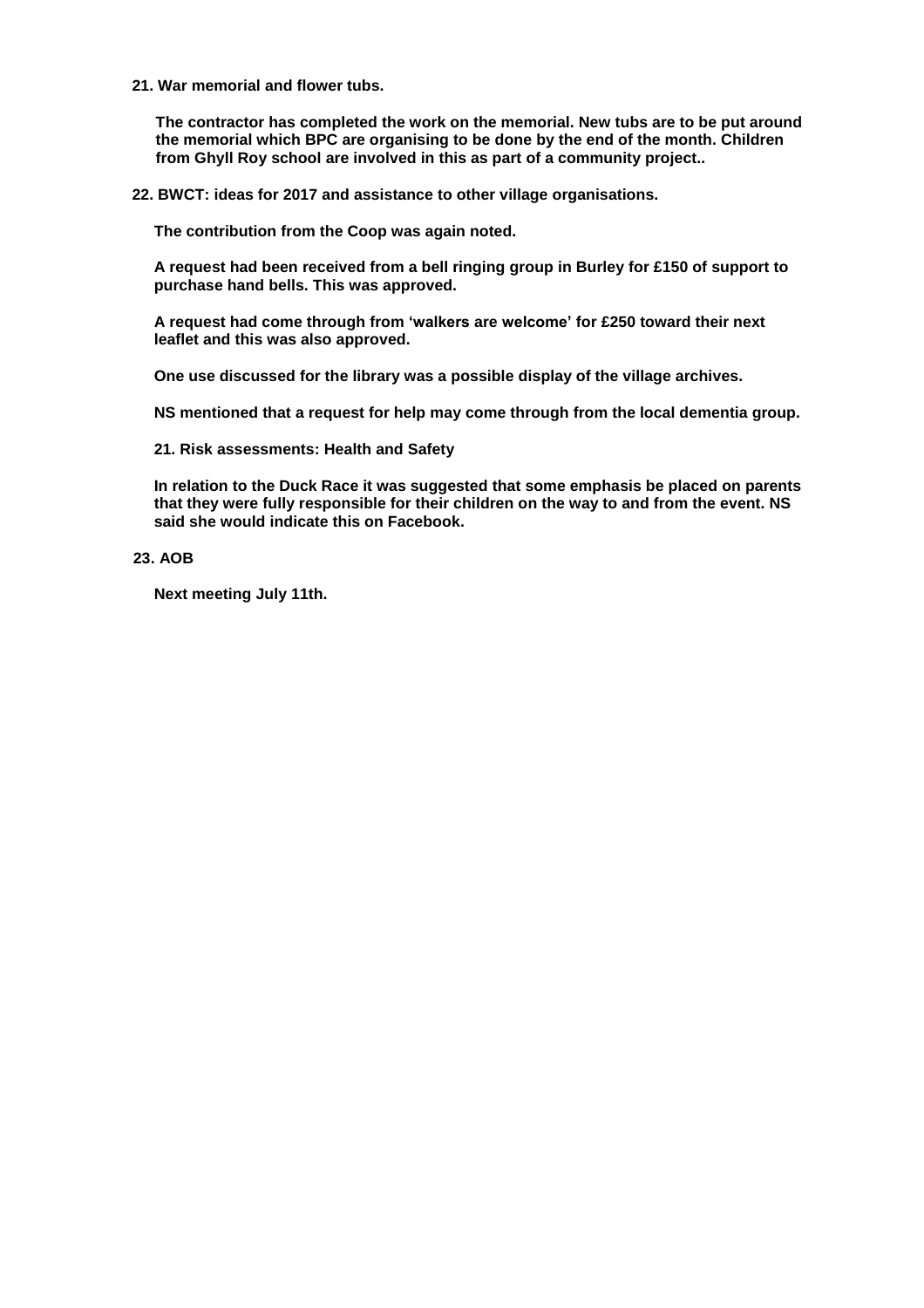**21. War memorial and flower tubs.**

**The contractor has completed the work on the memorial. New tubs are to be put around the memorial which BPC are organising to be done by the end of the month. Children from Ghyll Roy school are involved in this as part of a community project..**

**22. BWCT: ideas for 2017 and assistance to other village organisations.**

**The contribution from the Coop was again noted.**

**A request had been received from a bell ringing group in Burley for £150 of support to purchase hand bells. This was approved.**

**A request had come through from 'walkers are welcome' for £250 toward their next leaflet and this was also approved.**

**One use discussed for the library was a possible display of the village archives.**

**NS mentioned that a request for help may come through from the local dementia group.**

**21. Risk assessments: Health and Safety**

**In relation to the Duck Race it was suggested that some emphasis be placed on parents that they were fully responsible for their children on the way to and from the event. NS said she would indicate this on Facebook.**

**23. AOB**

**Next meeting July 11th.**